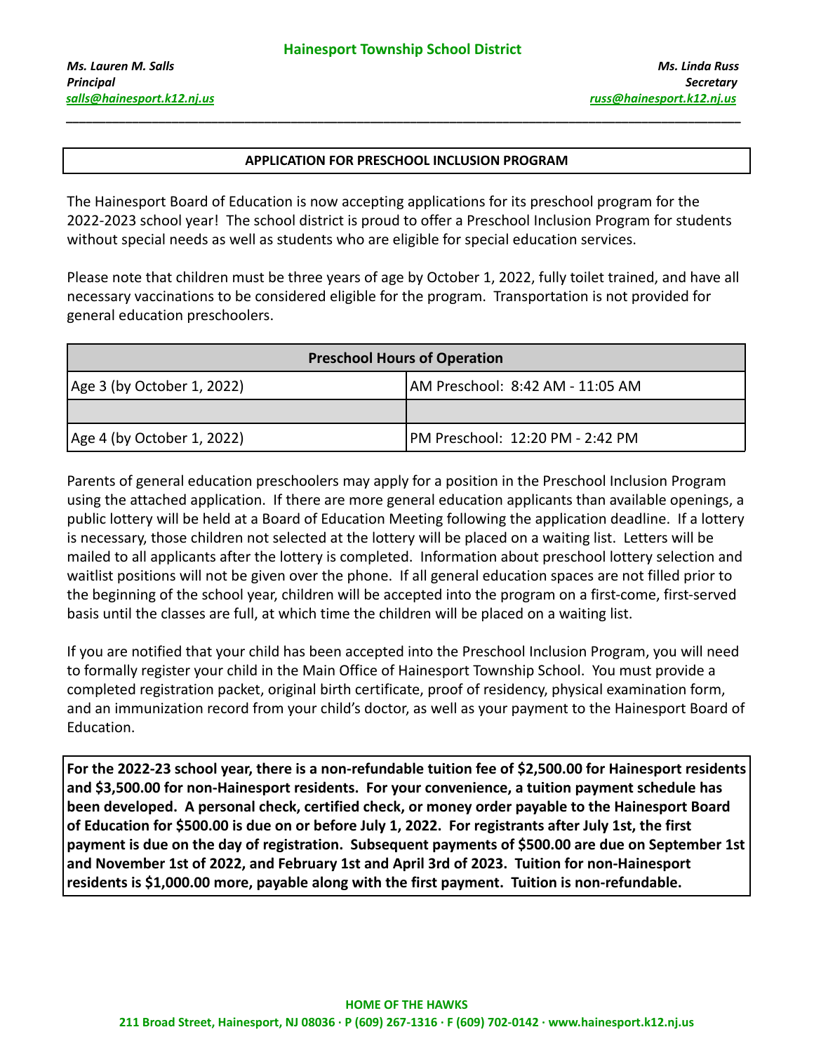**Hainesport Township School District**

*Ms. Lauren M. Salls*
*Principal*
*salls@hainesport.k12.nj.us*

*Ms. Linda Russ*
*Secretary*
*russ@hainesport.k12.nj.us*

---

## APPLICATION FOR PRESCHOOL INCLUSION PROGRAM

The Hainesport Board of Education is now accepting applications for its preschool program for the 2022-2023 school year! The school district is proud to offer a Preschool Inclusion Program for students without special needs as well as students who are eligible for special education services.

Please note that children must be three years of age by October 1, 2022, fully toilet trained, and have all necessary vaccinations to be considered eligible for the program. Transportation is not provided for general education preschoolers.

| Preschool Hours of Operation | |
|---|---|
| Age 3 (by October 1, 2022) | AM Preschool: 8:42 AM - 11:05 AM |
| | |
| Age 4 (by October 1, 2022) | PM Preschool: 12:20 PM - 2:42 PM |

Parents of general education preschoolers may apply for a position in the Preschool Inclusion Program using the attached application. If there are more general education applicants than available openings, a public lottery will be held at a Board of Education Meeting following the application deadline. If a lottery is necessary, those children not selected at the lottery will be placed on a waiting list. Letters will be mailed to all applicants after the lottery is completed. Information about preschool lottery selection and waitlist positions will not be given over the phone. If all general education spaces are not filled prior to the beginning of the school year, children will be accepted into the program on a first-come, first-served basis until the classes are full, at which time the children will be placed on a waiting list.

If you are notified that your child has been accepted into the Preschool Inclusion Program, you will need to formally register your child in the Main Office of Hainesport Township School. You must provide a completed registration packet, original birth certificate, proof of residency, physical examination form, and an immunization record from your child's doctor, as well as your payment to the Hainesport Board of Education.

**For the 2022-23 school year, there is a non-refundable tuition fee of $2,500.00 for Hainesport residents and $3,500.00 for non-Hainesport residents. For your convenience, a tuition payment schedule has been developed. A personal check, certified check, or money order payable to the Hainesport Board of Education for $500.00 is due on or before July 1, 2022. For registrants after July 1st, the first payment is due on the day of registration. Subsequent payments of $500.00 are due on September 1st and November 1st of 2022, and February 1st and April 3rd of 2023. Tuition for non-Hainesport residents is $1,000.00 more, payable along with the first payment. Tuition is non-refundable.**

**HOME OF THE HAWKS**
**211 Broad Street, Hainesport, NJ 08036 · P (609) 267-1316 · F (609) 702-0142 · www.hainesport.k12.nj.us**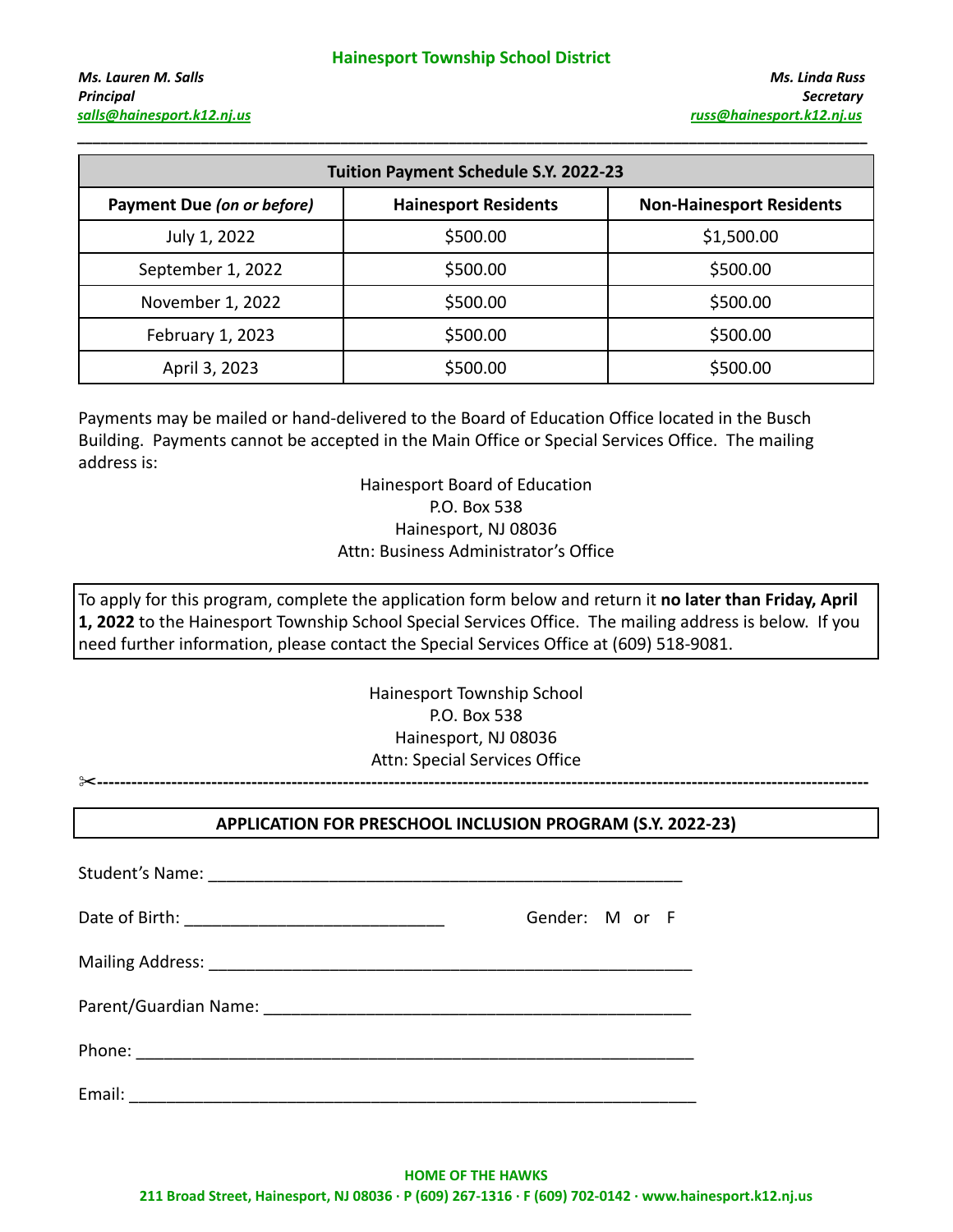Hainesport Township School District

*Ms. Lauren M. Salls*
*Principal*
*salls@hainesport.k12.nj.us*

*Ms. Linda Russ*
*Secretary*
*russ@hainesport.k12.nj.us*

---

| Tuition Payment Schedule S.Y. 2022-23 | | |
|---|---|---|
| **Payment Due** ***(on or before)*** | **Hainesport Residents** | **Non-Hainesport Residents** |
| July 1, 2022 | $500.00 | $1,500.00 |
| September 1, 2022 | $500.00 | $500.00 |
| November 1, 2022 | $500.00 | $500.00 |
| February 1, 2023 | $500.00 | $500.00 |
| April 3, 2023 | $500.00 | $500.00 |

Payments may be mailed or hand-delivered to the Board of Education Office located in the Busch Building. Payments cannot be accepted in the Main Office or Special Services Office. The mailing address is:

Hainesport Board of Education
P.O. Box 538
Hainesport, NJ 08036
Attn: Business Administrator's Office

To apply for this program, complete the application form below and return it **no later than Friday, April 1, 2022** to the Hainesport Township School Special Services Office. The mailing address is below. If you need further information, please contact the Special Services Office at (609) 518-9081.

Hainesport Township School
P.O. Box 538
Hainesport, NJ 08036
Attn: Special Services Office

✂---------------------------------------------------------------------------------------------------

**APPLICATION FOR PRESCHOOL INCLUSION PROGRAM (S.Y. 2022-23)**

Student's Name: ____________________________________________________

Date of Birth: ___________________________ Gender: M or F

Mailing Address: ____________________________________________________

Parent/Guardian Name: _______________________________________________

Phone: ____________________________________________________________

Email: _____________________________________________________________

HOME OF THE HAWKS
211 Broad Street, Hainesport, NJ 08036 · P (609) 267-1316 · F (609) 702-0142 · www.hainesport.k12.nj.us